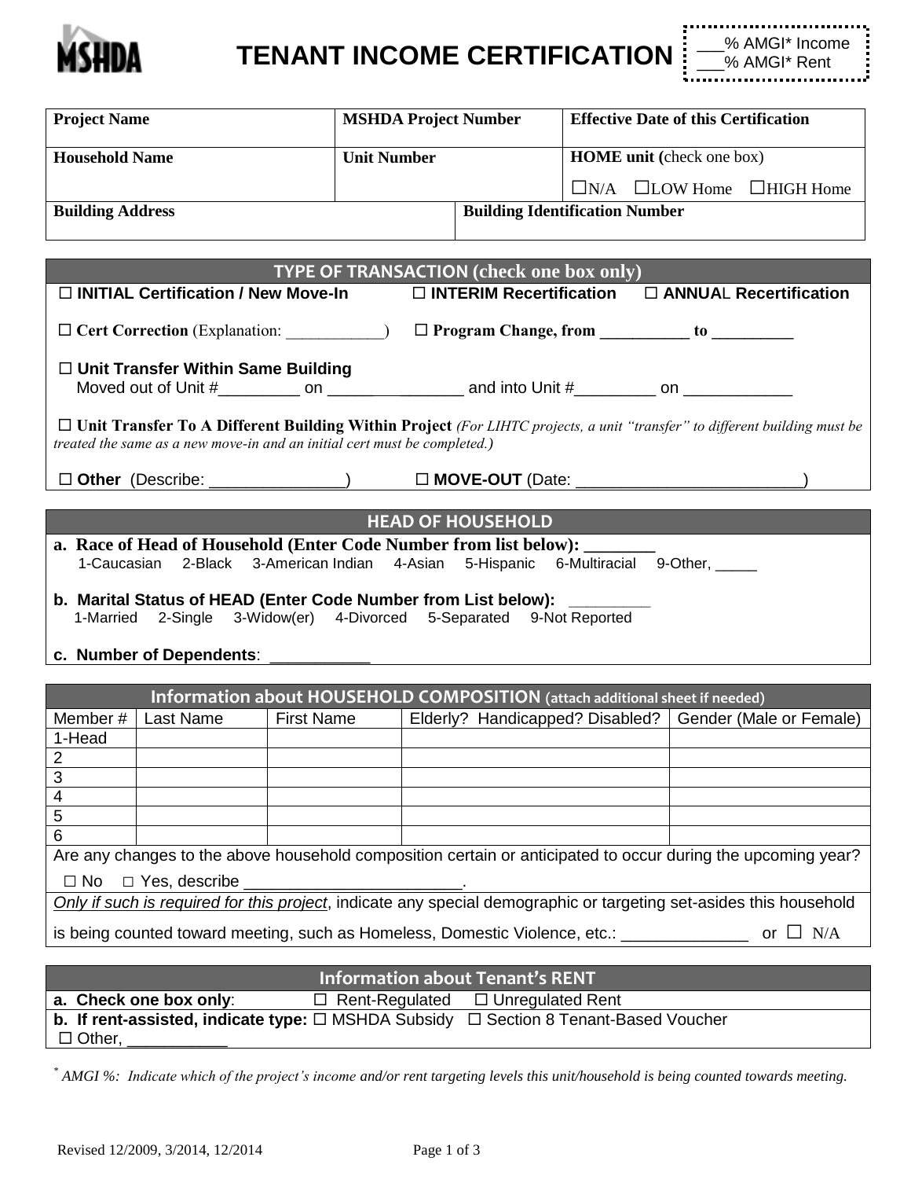MSHDA

# TENANT INCOME CERTIFICATION

___% AMGI* Income
___% AMGI* Rent

| Project Name | MSHDA Project Number | Effective Date of this Certification |
|---|---|---|
| **Household Name** | **Unit Number** | **HOME unit (**check one box)<br>☐N/A ☐LOW Home ☐HIGH Home |
| **Building Address** | | **Building Identification Number** |

## TYPE OF TRANSACTION (check one box only)

☐ **INITIAL Certification / New Move-In** ☐ **INTERIM Recertification** ☐ **ANNUAL Recertification**

☐ **Cert Correction** (Explanation: ____________) ☐ **Program Change, from __________ to _________**

☐ **Unit Transfer Within Same Building**
Moved out of Unit #_________ on _______________ and into Unit #_________ on ____________

☐ **Unit Transfer To A Different Building Within Project** *(For LIHTC projects, a unit "transfer" to different building must be treated the same as a new move-in and an initial cert must be completed.)*

☐ **Other** (Describe: _______________) ☐ **MOVE-OUT** (Date: _________________________)

## HEAD OF HOUSEHOLD

**a. Race of Head of Household (Enter Code Number from list below): ________**
1-Caucasian 2-Black 3-American Indian 4-Asian 5-Hispanic 6-Multiracial 9-Other, _____

**b. Marital Status of HEAD (Enter Code Number from List below): _________**
1-Married 2-Single 3-Widow(er) 4-Divorced 5-Separated 9-Not Reported

**c. Number of Dependents**: ___________

## Information about HOUSEHOLD COMPOSITION (attach additional sheet if needed)

| Member # | Last Name | First Name | Elderly? Handicapped? Disabled? | Gender (Male or Female) |
|---|---|---|---|---|
| 1-Head | | | | |
| 2 | | | | |
| 3 | | | | |
| 4 | | | | |
| 5 | | | | |
| 6 | | | | |

Are any changes to the above household composition certain or anticipated to occur during the upcoming year?
☐ No ☐ Yes, describe _______________________.

*Only if such is required for this project*, indicate any special demographic or targeting set-asides this household is being counted toward meeting, such as Homeless, Domestic Violence, etc.: ______________ or ☐ N/A

## Information about Tenant's RENT

**a. Check one box only**: ☐ Rent-Regulated ☐ Unregulated Rent

**b. If rent-assisted, indicate type:** ☐ MSHDA Subsidy ☐ Section 8 Tenant-Based Voucher
☐ Other, ___________

*\* AMGI %: Indicate which of the project's income and/or rent targeting levels this unit/household is being counted towards meeting.*

Revised 12/2009, 3/2014, 12/2014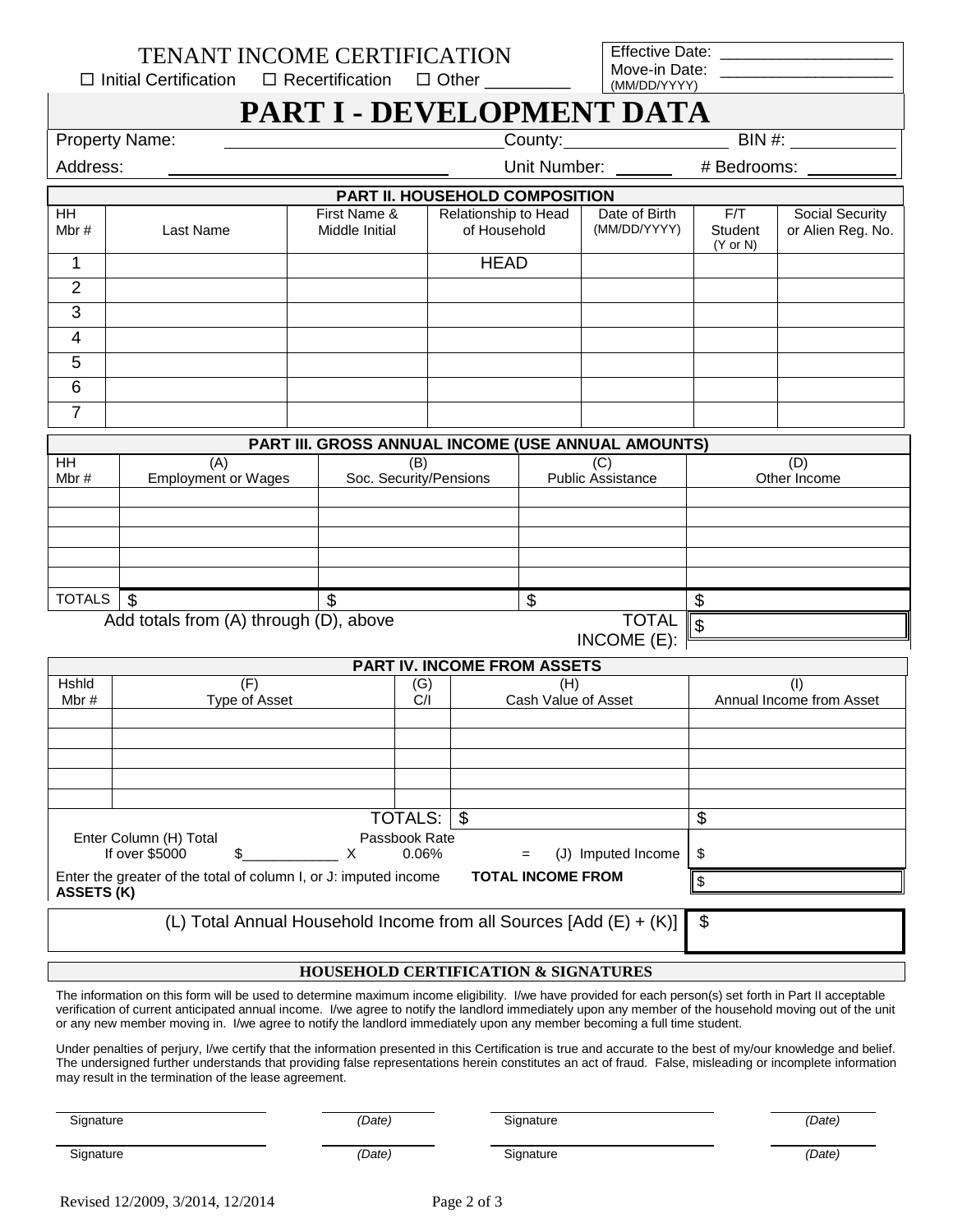# TENANT INCOME CERTIFICATION

☐ Initial Certification ☐ Recertification ☐ Other _________

Effective Date: ___________________
Move-in Date: ___________________
(MM/DD/YYYY)

# PART I - DEVELOPMENT DATA

Property Name: ____________________________ County: _________________ BIN #: ___________

Address: ____________________________ Unit Number: ______ # Bedrooms: _________

## PART II. HOUSEHOLD COMPOSITION

| HH Mbr # | Last Name | First Name & Middle Initial | Relationship to Head of Household | Date of Birth (MM/DD/YYYY) | F/T Student (Y or N) | Social Security or Alien Reg. No. |
|---|---|---|---|---|---|---|
| 1 | | | HEAD | | | |
| 2 | | | | | | |
| 3 | | | | | | |
| 4 | | | | | | |
| 5 | | | | | | |
| 6 | | | | | | |
| 7 | | | | | | |

## PART III. GROSS ANNUAL INCOME (USE ANNUAL AMOUNTS)

| HH Mbr # | (A) Employment or Wages | (B) Soc. Security/Pensions | (C) Public Assistance | (D) Other Income |
|---|---|---|---|---|
| | | | | |
| | | | | |
| | | | | |
| | | | | |
| | | | | |
| TOTALS | $ | $ | $ | $ |

Add totals from (A) through (D), above TOTAL INCOME (E): $

## PART IV. INCOME FROM ASSETS

| Hshld Mbr # | (F) Type of Asset | (G) C/I | (H) Cash Value of Asset | (I) Annual Income from Asset |
|---|---|---|---|---|
| | | | | |
| | | | | |
| | | | | |
| | | | | |
| | | | | |
| | | TOTALS: | $ | $ |

Enter Column (H) Total If over $5000 $____________ X Passbook Rate 0.06% = (J) Imputed Income $

Enter the greater of the total of column I, or J: imputed income **TOTAL INCOME FROM ASSETS (K)** $

(L) Total Annual Household Income from all Sources [Add (E) + (K)] $

## HOUSEHOLD CERTIFICATION & SIGNATURES

The information on this form will be used to determine maximum income eligibility. I/we have provided for each person(s) set forth in Part II acceptable verification of current anticipated annual income. I/we agree to notify the landlord immediately upon any member of the household moving out of the unit or any new member moving in. I/we agree to notify the landlord immediately upon any member becoming a full time student.

Under penalties of perjury, I/we certify that the information presented in this Certification is true and accurate to the best of my/our knowledge and belief. The undersigned further understands that providing false representations herein constitutes an act of fraud. False, misleading or incomplete information may result in the termination of the lease agreement.

| Signature | *(Date)* | Signature | *(Date)* |
|---|---|---|---|
| Signature | *(Date)* | Signature | *(Date)* |

Revised 12/2009, 3/2014, 12/2014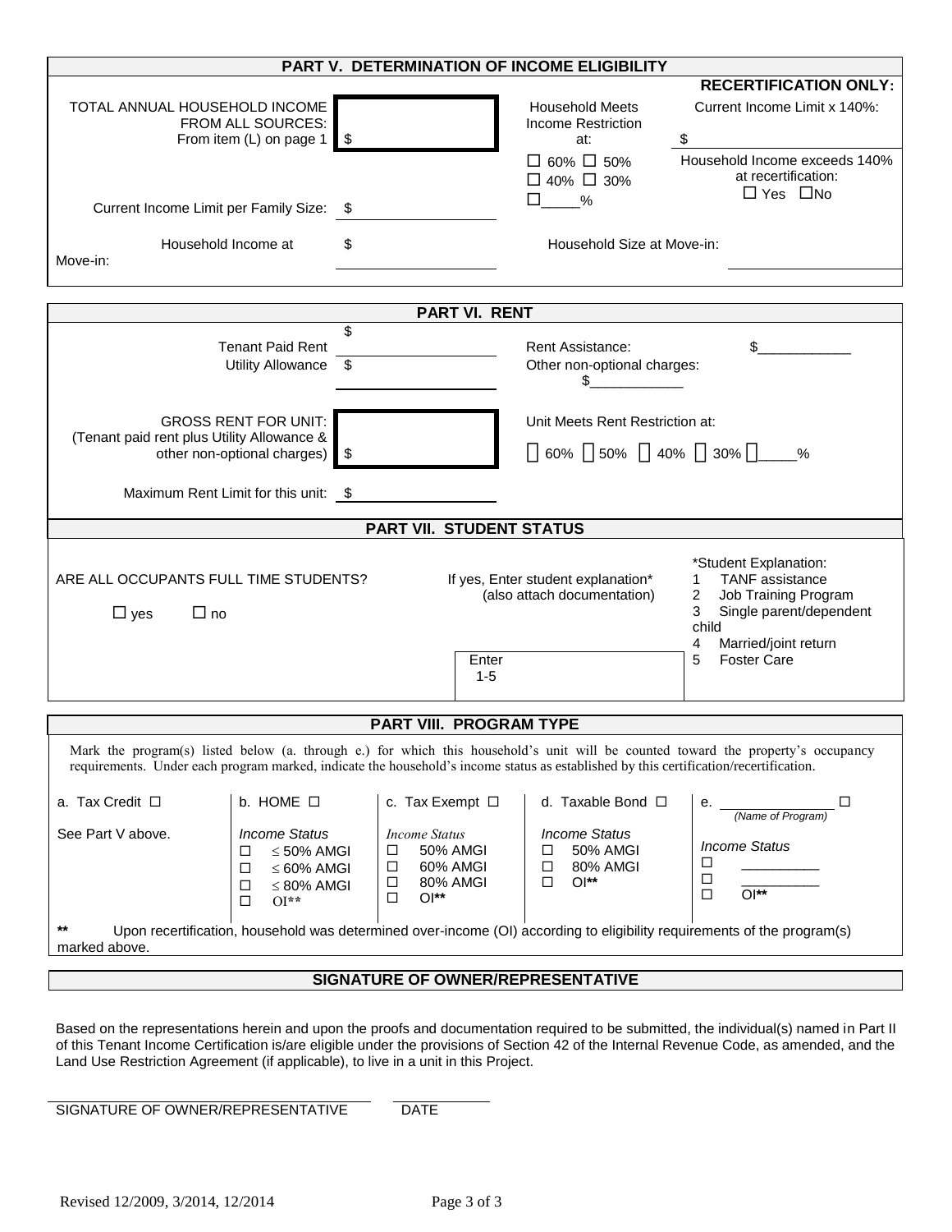## PART V. DETERMINATION OF INCOME ELIGIBILITY

**RECERTIFICATION ONLY:**

TOTAL ANNUAL HOUSEHOLD INCOME FROM ALL SOURCES: From item (L) on page 1 $

Household Meets Income Restriction at:

☐ 60% ☐ 50%
☐ 40% ☐ 30%
☐_____%

Current Income Limit x 140%: $

Household Income exceeds 140% at recertification: ☐ Yes ☐No

Current Income Limit per Family Size: $

Household Income at Move-in: $

Household Size at Move-in:

## PART VI. RENT

Tenant Paid Rent $

Utility Allowance $

Rent Assistance: $____________

Other non-optional charges: $____________

GROSS RENT FOR UNIT: (Tenant paid rent plus Utility Allowance & other non-optional charges) $

Unit Meets Rent Restriction at:

☐ 60% ☐ 50% ☐ 40% ☐ 30% ☐_____%

Maximum Rent Limit for this unit: $

## PART VII. STUDENT STATUS

ARE ALL OCCUPANTS FULL TIME STUDENTS?

☐ yes ☐ no

If yes, Enter student explanation* (also attach documentation)

Enter 1-5

*Student Explanation:
1 TANF assistance
2 Job Training Program
3 Single parent/dependent child
4 Married/joint return
5 Foster Care

## PART VIII. PROGRAM TYPE

Mark the program(s) listed below (a. through e.) for which this household's unit will be counted toward the property's occupancy requirements. Under each program marked, indicate the household's income status as established by this certification/recertification.

| a. Tax Credit ☐ | b. HOME ☐ | c. Tax Exempt ☐ | d. Taxable Bond ☐ | e. ______________ ☐ *(Name of Program)* |
|---|---|---|---|---|
| See Part V above. | *Income Status*<br>☐ ≤ 50% AMGI<br>☐ ≤ 60% AMGI<br>☐ ≤ 80% AMGI<br>☐ OI** | *Income Status*<br>☐ 50% AMGI<br>☐ 60% AMGI<br>☐ 80% AMGI<br>☐ OI** | *Income Status*<br>☐ 50% AMGI<br>☐ 80% AMGI<br>☐ OI** | *Income Status*<br>☐ __________<br>☐ __________<br>☐ OI** |

** Upon recertification, household was determined over-income (OI) according to eligibility requirements of the program(s) marked above.

## SIGNATURE OF OWNER/REPRESENTATIVE

Based on the representations herein and upon the proofs and documentation required to be submitted, the individual(s) named in Part II of this Tenant Income Certification is/are eligible under the provisions of Section 42 of the Internal Revenue Code, as amended, and the Land Use Restriction Agreement (if applicable), to live in a unit in this Project.

SIGNATURE OF OWNER/REPRESENTATIVE DATE

Revised 12/2009, 3/2014, 12/2014